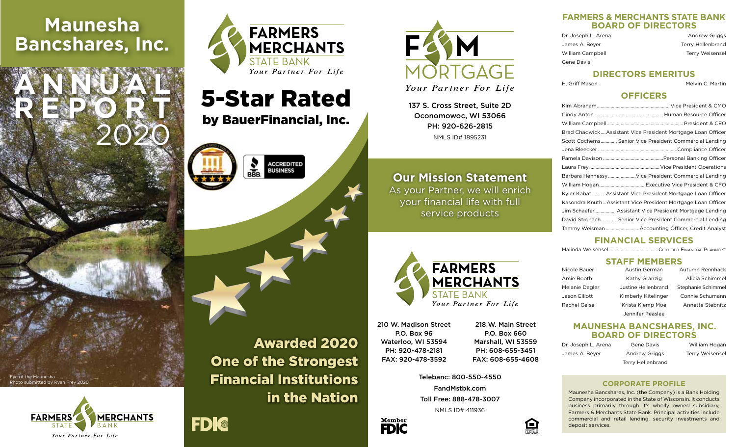# Maunesha Bancshares, Inc.

# ANNUAL REPORT 2020

Eye of the Maunesha
Photo submitted by Ryan Frey 2020

FARMERS MERCHANTS STATE BANK
*Your Partner For Life*

---

FARMERS MERCHANTS STATE BANK
*Your Partner For Life*

## 5-Star Rated
### by BauerFinancial, Inc.

ACCREDITED BUSINESS

## Awarded 2020 One of the Strongest Financial Institutions in the Nation

FDIC

---

F&M MORTGAGE
*Your Partner For Life*

137 S. Cross Street, Suite 2D
Oconomowoc, WI 53066
PH: 920-626-2815
NMLS ID# 1895231

## Our Mission Statement

As your Partner, we will enrich your financial life with full service products

FARMERS MERCHANTS STATE BANK
*Your Partner For Life*

210 W. Madison Street
P.O. Box 96
Waterloo, WI 53594
PH: 920-478-2181
FAX: 920-478-3592

218 W. Main Street
P.O. Box 660
Marshall, WI 53559
PH: 608-655-3451
FAX: 608-655-4608

Telebanc: 800-550-4550
FandMstbk.com
Toll Free: 888-478-3007
NMLS ID# 411936

Member FDIC

Equal Housing Lender

---

## FARMERS & MERCHANTS STATE BANK BOARD OF DIRECTORS

Dr. Joseph L. Arena
James A. Beyer
William Campbell
Gene Davis
Andrew Griggs
Terry Hellenbrand
Terry Weisensel

## DIRECTORS EMERITUS

H. Griff Mason
Melvin C. Martin

## OFFICERS

- Kim Abraham — Vice President & CMO
- Cindy Anton — Human Resource Officer
- William Campbell — President & CEO
- Brad Chadwick — Assistant Vice President Mortgage Loan Officer
- Scott Cochems — Senior Vice President Commercial Lending
- Jena Bleecker — Compliance Officer
- Pamela Davison — Personal Banking Officer
- Laura Frey — Vice President Operations
- Barbara Hennessy — Vice President Commercial Lending
- William Hogan — Executive Vice President & CFO
- Kyler Kabat — Assistant Vice President Mortgage Loan Officer
- Kasondra Knuth — Assistant Vice President Mortgage Loan Officer
- Jim Schaefer — Assistant Vice President Mortgage Lending
- David Stronach — Senior Vice President Commercial Lending
- Tammy Weisman — Accounting Officer, Credit Analyst

## FINANCIAL SERVICES

- Malinda Weisensel — Certified Financial Planner™

## STAFF MEMBERS

Nicole Bauer
Amie Booth
Melanie Degler
Jason Elliott
Rachel Geise
Austin German
Kathy Granzig
Justine Hellenbrand
Kimberly Kitelinger
Krista Klemp Moe
Jennifer Peaslee
Autumn Rennhack
Alicia Schimmel
Stephanie Schimmel
Connie Schumann
Annette Stebnitz

## MAUNESHA BANCSHARES, INC. BOARD OF DIRECTORS

Dr. Joseph L. Arena
James A. Beyer
Gene Davis
Andrew Griggs
Terry Hellenbrand
William Hogan
Terry Weisensel

## CORPORATE PROFILE

Maunesha Bancshares, Inc. (The Company) is a Bank Holding Company incorporated in the State of Wisconsin. It conducts business primarily through it's wholly owned subsidiary, Farmers & Merchants State Bank. Principal activities include commercial and retail lending, security investments and deposit services.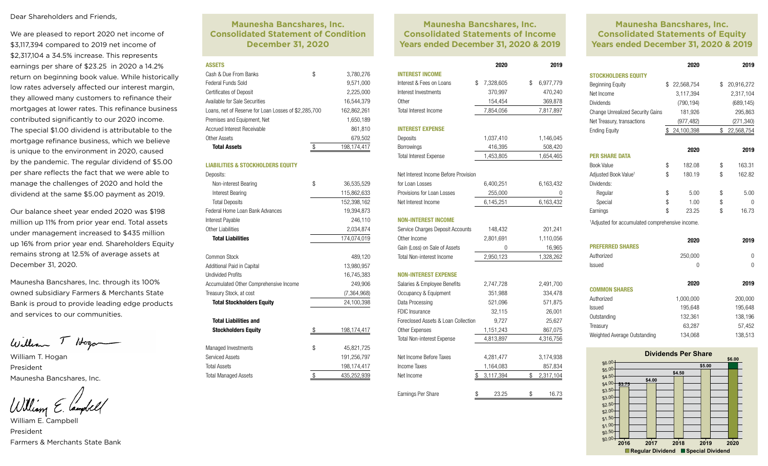Dear Shareholders and Friends,

We are pleased to report 2020 net income of $3,117,394 compared to 2019 net income of $2,317,104 a 34.5% increase. This represents earnings per share of $23.25 in 2020 a 14.2% return on beginning book value. While historically low rates adversely affected our interest margin, they allowed many customers to refinance their mortgages at lower rates. This refinance business contributed significantly to our 2020 income. The special $1.00 dividend is attributable to the mortgage refinance business, which we believe is unique to the environment in 2020, caused by the pandemic. The regular dividend of $5.00 per share reflects the fact that we were able to manage the challenges of 2020 and hold the dividend at the same $5.00 payment as 2019.

Our balance sheet year ended 2020 was $198 million up 11% from prior year end. Total assets under management increased to $435 million up 16% from prior year end. Shareholders Equity remains strong at 12.5% of average assets at December 31, 2020.

Maunesha Bancshares, Inc. through its 100% owned subsidiary Farmers & Merchants State Bank is proud to provide leading edge products and services to our communities.

William T. Hogan
President
Maunesha Bancshares, Inc.

William E. Campbell
President
Farmers & Merchants State Bank

## Maunesha Bancshares, Inc. Consolidated Statement of Condition December 31, 2020

| | |
|---|---|
| **ASSETS** | |
| Cash & Due From Banks | $ 3,780,276 |
| Federal Funds Sold | 9,571,000 |
| Certificates of Deposit | 2,225,000 |
| Available for Sale Securities | 16,544,379 |
| Loans, net of Reserve for Loan Losses of $2,285,700 | 162,862,261 |
| Premises and Equipment, Net | 1,650,189 |
| Accrued Interest Receivable | 861,810 |
| Other Assets | 679,502 |
| **Total Assets** | $ 198,174,417 |
| **LIABILITIES & STOCKHOLDERS EQUITY** | |
| Deposits: | |
| Non-interest Bearing | $ 36,535,529 |
| Interest Bearing | 115,862,633 |
| Total Deposits | 152,398,162 |
| Federal Home Loan Bank Advances | 19,394,873 |
| Interest Payable | 246,110 |
| Other Liabilities | 2,034,874 |
| **Total Liabilities** | 174,074,019 |
| Common Stock | 489,120 |
| Additional Paid in Capital | 13,980,957 |
| Undivided Profits | 16,745,383 |
| Accumulated Other Comprehensive Income | 249,906 |
| Treasury Stock, at cost | (7,364,968) |
| **Total Stockholders Equity** | 24,100,398 |
| **Total Liabilities and Stockholders Equity** | $ 198,174,417 |
| Managed Investments | $ 45,821,725 |
| Serviced Assets | 191,256,797 |
| Total Assets | 198,174,417 |
| Total Managed Assets | $ 435,252,939 |

## Maunesha Bancshares, Inc. Consolidated Statements of Income Years ended December 31, 2020 & 2019

| | 2020 | 2019 |
|---|---|---|
| **INTEREST INCOME** | | |
| Interest & Fees on Loans | $ 7,328,605 | $ 6,977,779 |
| Interest Investments | 370,997 | 470,240 |
| Other | 154,454 | 369,878 |
| Total Interest Income | 7,854,056 | 7,817,897 |
| **INTEREST EXPENSE** | | |
| Deposits | 1,037,410 | 1,146,045 |
| Borrowings | 416,395 | 508,420 |
| Total Interest Expense | 1,453,805 | 1,654,465 |
| Net Interest Income Before Provision for Loan Losses | 6,400,251 | 6,163,432 |
| Provisions for Loan Losses | 255,000 | 0 |
| Net Interest Income | 6,145,251 | 6,163,432 |
| **NON-INTEREST INCOME** | | |
| Service Charges Deposit Accounts | 148,432 | 201,241 |
| Other Income | 2,801,691 | 1,110,056 |
| Gain (Loss) on Sale of Assets | 0 | 16,965 |
| Total Non-interest Income | 2,950,123 | 1,328,262 |
| **NON-INTEREST EXPENSE** | | |
| Salaries & Employee Benefits | 2,747,728 | 2,491,700 |
| Occupancy & Equipment | 351,988 | 334,478 |
| Data Processing | 521,096 | 571,875 |
| FDIC Insurance | 32,115 | 26,001 |
| Foreclosed Assets & Loan Collection | 9,727 | 25,627 |
| Other Expenses | 1,151,243 | 867,075 |
| Total Non-interest Expense | 4,813,897 | 4,316,756 |
| Net Income Before Taxes | 4,281,477 | 3,174,938 |
| Income Taxes | 1,164,083 | 857,834 |
| Net Income | $ 3,117,394 | $ 2,317,104 |
| Earnings Per Share | $ 23.25 | $ 16.73 |

## Maunesha Bancshares, Inc. Consolidated Statements of Equity Years ended December 31, 2020 & 2019

| | 2020 | 2019 |
|---|---|---|
| **STOCKHOLDERS EQUITY** | | |
| Beginning Equity | $ 22,568,754 | $ 20,916,272 |
| Net Income | 3,117,394 | 2,317,104 |
| Dividends | (790,194) | (689,145) |
| Change Unrealized Security Gains | 181,926 | 295,863 |
| Net Treasury, transactions | (977,482) | (271,340) |
| Ending Equity | $ 24,100,398 | $ 22,568,754 |

| | 2020 | 2019 |
|---|---|---|
| **PER SHARE DATA** | | |
| Book Value | $ 182.08 | $ 163.31 |
| Adjusted Book Value[1] | $ 180.19 | $ 162.82 |
| Dividends: | | |
| Regular | $ 5.00 | $ 5.00 |
| Special | $ 1.00 | $ 0 |
| Earnings | $ 23.25 | $ 16.73 |

[1]Adjusted for accumulated comprehensive income.

| | 2020 | 2019 |
|---|---|---|
| **PREFERRED SHARES** | | |
| Authorized | 250,000 | 0 |
| Issued | 0 | 0 |

| | 2020 | 2019 |
|---|---|---|
| **COMMON SHARES** | | |
| Authorized | 1,000,000 | 200,000 |
| Issued | 195,648 | 195,648 |
| Outstanding | 132,361 | 138,196 |
| Treasury | 63,287 | 57,452 |
| Weighted Average Outstanding | 134,068 | 138,513 |

**Dividends Per Share**

$6.00
$5.50
$5.00
$4.50
$4.00
$3.50
$3.00
$2.50
$2.00
$1.50
$1.00
$0.50
$0.00

$3.75
$4.00
$4.50
$5.00
$6.00

2016
2017
2018
2019
2020

Regular Dividend
Special Dividend